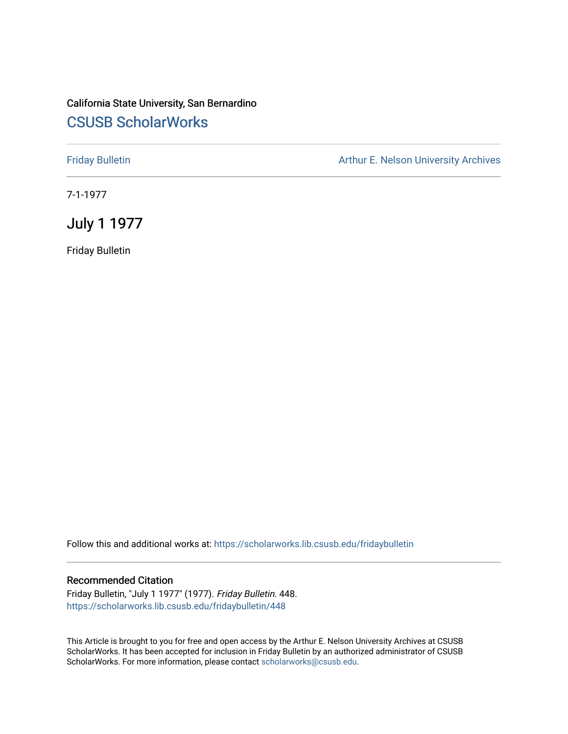California State University, San Bernardino

# CSUSB ScholarWorks

Friday Bulletin

Arthur E. Nelson University Archives

7-1-1977

## July 1 1977

Friday Bulletin

Follow this and additional works at: https://scholarworks.lib.csusb.edu/fridaybulletin

### Recommended Citation

Friday Bulletin, "July 1 1977" (1977). *Friday Bulletin*. 448.
https://scholarworks.lib.csusb.edu/fridaybulletin/448

This Article is brought to you for free and open access by the Arthur E. Nelson University Archives at CSUSB ScholarWorks. It has been accepted for inclusion in Friday Bulletin by an authorized administrator of CSUSB ScholarWorks. For more information, please contact scholarworks@csusb.edu.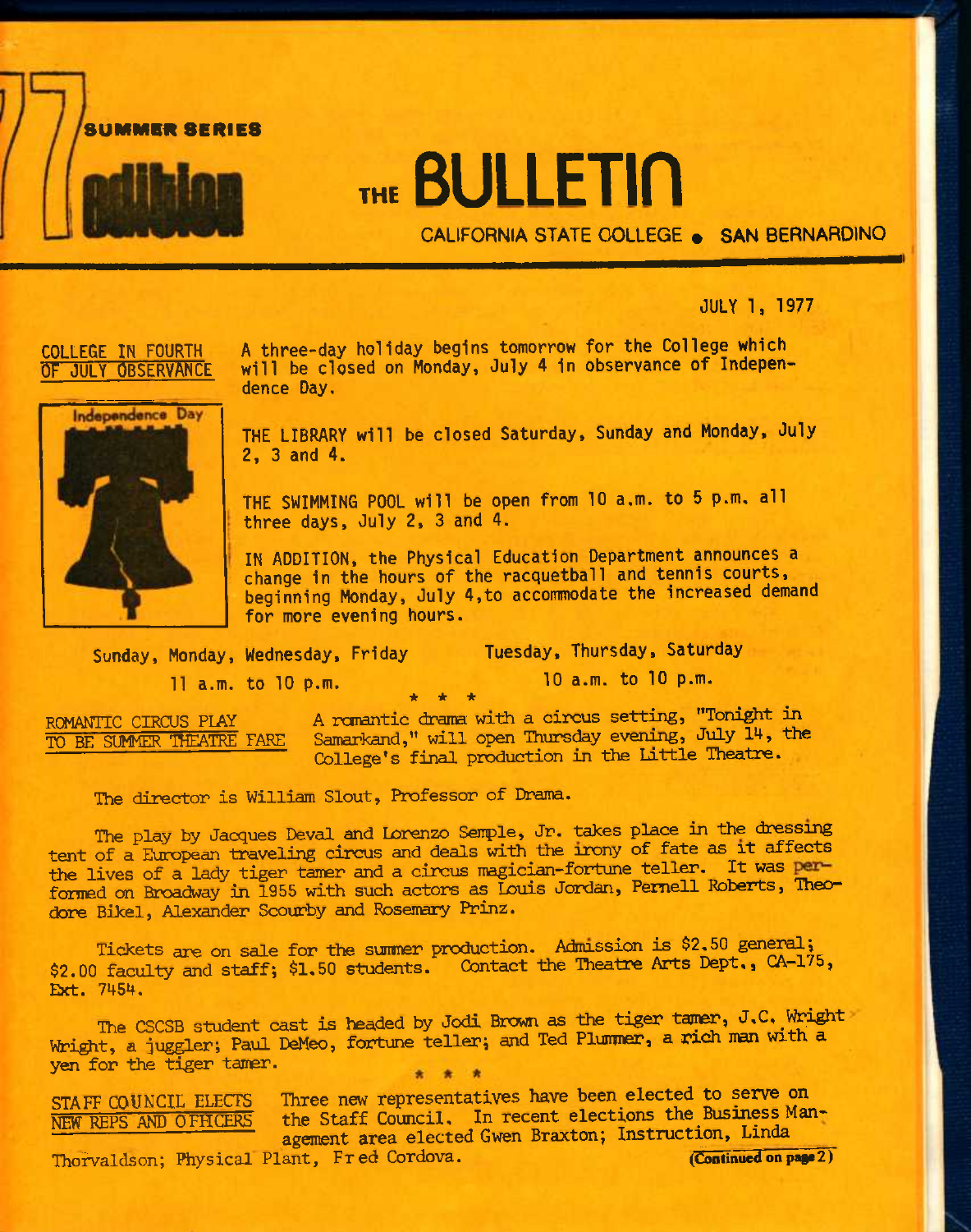77 SUMMER SERIES edition

# THE BULLETIN

CALIFORNIA STATE COLLEGE • SAN BERNARDINO

JULY 1, 1977

**COLLEGE IN FOURTH OF JULY OBSERVANCE**

A three-day holiday begins tomorrow for the College which will be closed on Monday, July 4 in observance of Independence Day.

Independence Day

THE LIBRARY will be closed Saturday, Sunday and Monday, July 2, 3 and 4.

THE SWIMMING POOL will be open from 10 a.m. to 5 p.m. all three days, July 2, 3 and 4.

IN ADDITION, the Physical Education Department announces a change in the hours of the racquetball and tennis courts, beginning Monday, July 4, to accommodate the increased demand for more evening hours.

| Sunday, Monday, Wednesday, Friday | Tuesday, Thursday, Saturday |
|---|---|
| 11 a.m. to 10 p.m. | 10 a.m. to 10 p.m. |

* * *

**ROMANTIC CIRCUS PLAY TO BE SUMMER THEATRE FARE**

A romantic drama with a circus setting, "Tonight in Samarkand," will open Thursday evening, July 14, the College's final production in the Little Theatre.

The director is William Slout, Professor of Drama.

The play by Jacques Deval and Lorenzo Semple, Jr. takes place in the dressing tent of a European traveling circus and deals with the irony of fate as it affects the lives of a lady tiger tamer and a circus magician-fortune teller. It was performed on Broadway in 1955 with such actors as Louis Jordan, Pernell Roberts, Theodore Bikel, Alexander Scourby and Rosemary Prinz.

Tickets are on sale for the summer production. Admission is $2.50 general; $2.00 faculty and staff; $1.50 students. Contact the Theatre Arts Dept., CA-175, Ext. 7454.

The CSCSB student cast is headed by Jodi Brown as the tiger tamer, J.C. Wright Wright, a juggler; Paul DeMeo, fortune teller; and Ted Plummer, a rich man with a yen for the tiger tamer.

* * *

**STAFF COUNCIL ELECTS NEW REPS AND OFFICERS**

Three new representatives have been elected to serve on the Staff Council. In recent elections the Business Management area elected Gwen Braxton; Instruction, Linda Thorvaldson; Physical Plant, Fred Cordova.

(Continued on page 2)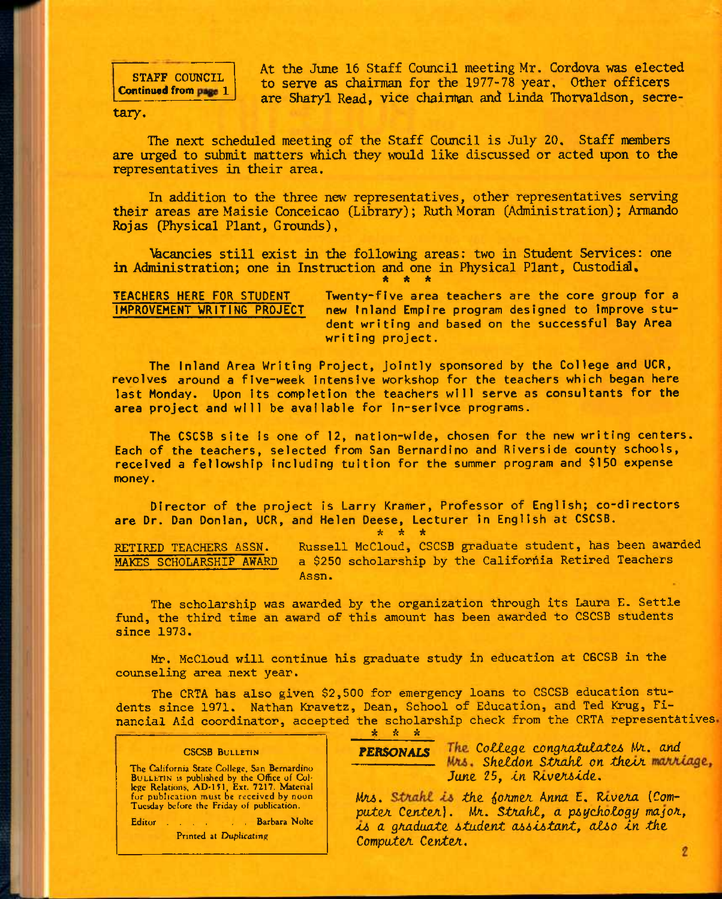**STAFF COUNCIL Continued from page 1**

At the June 16 Staff Council meeting Mr. Cordova was elected to serve as chairman for the 1977-78 year. Other officers are Sharyl Read, vice chairman and Linda Thorvaldson, secretary.

The next scheduled meeting of the Staff Council is July 20. Staff members are urged to submit matters which they would like discussed or acted upon to the representatives in their area.

In addition to the three new representatives, other representatives serving their areas are Maisie Conceicao (Library); Ruth Moran (Administration); Armando Rojas (Physical Plant, Grounds),

Vacancies still exist in the following areas: two in Student Services: one in Administration; one in Instruction and one in Physical Plant, Custodial.

\* \* \*

**TEACHERS HERE FOR STUDENT IMPROVEMENT WRITING PROJECT**

Twenty-five area teachers are the core group for a new Inland Empire program designed to improve student writing and based on the successful Bay Area writing project.

The Inland Area Writing Project, jointly sponsored by the College and UCR, revolves around a five-week intensive workshop for the teachers which began here last Monday. Upon its completion the teachers will serve as consultants for the area project and will be available for in-serivce programs.

The CSCSB site is one of 12, nation-wide, chosen for the new writing centers. Each of the teachers, selected from San Bernardino and Riverside county schools, received a fellowship including tuition for the summer program and $150 expense money.

Director of the project is Larry Kramer, Professor of English; co-directors are Dr. Dan Donlan, UCR, and Helen Deese, Lecturer in English at CSCSB.

\* \* \*

**RETIRED TEACHERS ASSN. MAKES SCHOLARSHIP AWARD**

Russell McCloud, CSCSB graduate student, has been awarded a $250 scholarship by the California Retired Teachers Assn.

The scholarship was awarded by the organization through its Laura E. Settle fund, the third time an award of this amount has been awarded to CSCSB students since 1973.

Mr. McCloud will continue his graduate study in education at CSCSB in the counseling area next year.

The CRTA has also given $2,500 for emergency loans to CSCSB education students since 1971. Nathan Kravetz, Dean, School of Education, and Ted Krug, Financial Aid coordinator, accepted the scholarship check from the CRTA representatives.

\* \* \*

**PERSONALS**

*The College congratulates Mr. and Mrs. Sheldon Strahl on their marriage, June 25, in Riverside.*

*Mrs. Strahl is the former Anna E. Rivera (Computer Center). Mr. Strahl, a psychology major, is a graduate student assistant, also in the Computer Center.*

---

CSCSB BULLETIN

The California State College, San Bernardino BULLETIN is published by the Office of College Relations, AD-151, Ext. 7217. Material for publication must be received by noon Tuesday before the Friday of publication.

Editor . . . . . . Barbara Nolte

Printed at Duplicating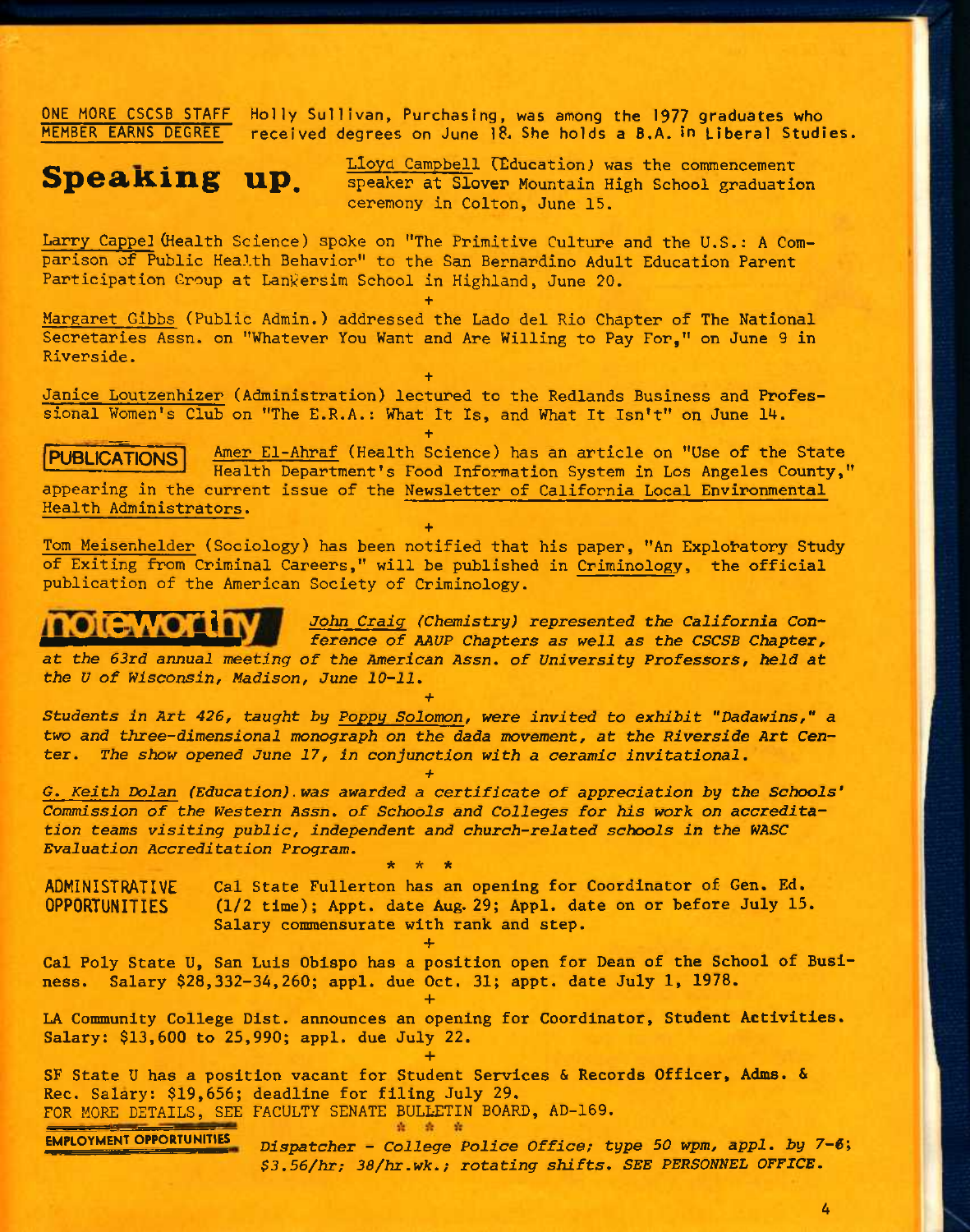**ONE MORE CSCSB STAFF MEMBER EARNS DEGREE** Holly Sullivan, Purchasing, was among the 1977 graduates who received degrees on June 18. She holds a B.A. in Liberal Studies.

## Speaking up.

Lloyd Campbell (Education) was the commencement speaker at Slover Mountain High School graduation ceremony in Colton, June 15.

Larry Cappel (Health Science) spoke on "The Primitive Culture and the U.S.: A Comparison of Public Health Behavior" to the San Bernardino Adult Education Parent Participation Group at Lankersim School in Highland, June 20.

+

Margaret Gibbs (Public Admin.) addressed the Lado del Rio Chapter of The National Secretaries Assn. on "Whatever You Want and Are Willing to Pay For," on June 9 in Riverside.

+

Janice Loutzenhizer (Administration) lectured to the Redlands Business and Professional Women's Club on "The E.R.A.: What It Is, and What It Isn't" on June 14.

+

**PUBLICATIONS**

Amer El-Ahraf (Health Science) has an article on "Use of the State Health Department's Food Information System in Los Angeles County," appearing in the current issue of the Newsletter of California Local Environmental Health Administrators.

+

Tom Meisenhelder (Sociology) has been notified that his paper, "An Exploratory Study of Exiting from Criminal Careers," will be published in Criminology, the official publication of the American Society of Criminology.

## noteworthy

*John Craig (Chemistry) represented the California Conference of AAUP Chapters as well as the CSCSB Chapter, at the 63rd annual meeting of the American Assn. of University Professors, held at the U of Wisconsin, Madison, June 10-11.*

+

*Students in Art 426, taught by Poppy Solomon, were invited to exhibit "Dadawins," a two and three-dimensional monograph on the dada movement, at the Riverside Art Center. The show opened June 17, in conjunction with a ceramic invitational.*

+

*G. Keith Dolan (Education) was awarded a certificate of appreciation by the Schools' Commission of the Western Assn. of Schools and Colleges for his work on accreditation teams visiting public, independent and church-related schools in the WASC Evaluation Accreditation Program.*

\* \* \*

**ADMINISTRATIVE OPPORTUNITIES** Cal State Fullerton has an opening for Coordinator of Gen. Ed. (1/2 time); Appt. date Aug. 29; Appl. date on or before July 15. Salary commensurate with rank and step.

+

Cal Poly State U, San Luis Obispo has a position open for Dean of the School of Business. Salary $28,332-34,260; appl. due Oct. 31; appt. date July 1, 1978.

+

LA Community College Dist. announces an opening for Coordinator, Student Activities. Salary: $13,600 to 25,990; appl. due July 22.

+

SF State U has a position vacant for Student Services & Records Officer, Adms. & Rec. Salary: $19,656; deadline for filing July 29.

FOR MORE DETAILS, SEE FACULTY SENATE BULLETIN BOARD, AD-169.

\* \* \*

**EMPLOYMENT OPPORTUNITIES** *Dispatcher - College Police Office; type 50 wpm, appl. by 7-6; $3.56/hr; 38/hr.wk.; rotating shifts. SEE PERSONNEL OFFICE.*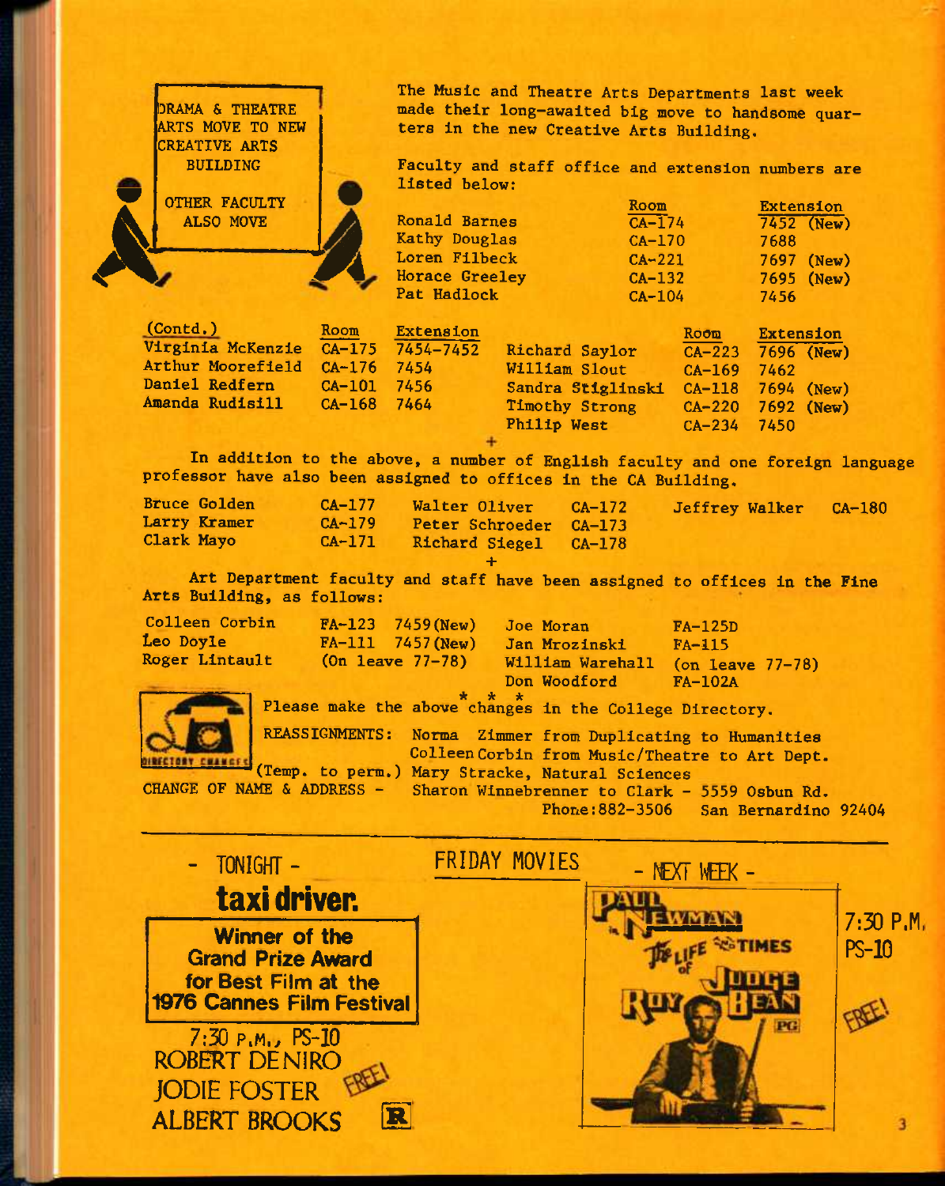## DRAMA & THEATRE ARTS MOVE TO NEW CREATIVE ARTS BUILDING

## OTHER FACULTY ALSO MOVE

The Music and Theatre Arts Departments last week made their long-awaited big move to handsome quarters in the new Creative Arts Building.

Faculty and staff office and extension numbers are listed below:

| | Room | Extension |
|---|---|---|
| Ronald Barnes | CA-174 | 7452 (New) |
| Kathy Douglas | CA-170 | 7688 |
| Loren Filbeck | CA-221 | 7697 (New) |
| Horace Greeley | CA-132 | 7695 (New) |
| Pat Hadlock | CA-104 | 7456 |

(Contd.)

| | Room | Extension |
|---|---|---|
| Virginia McKenzie | CA-175 | 7454-7452 |
| Arthur Moorefield | CA-176 | 7454 |
| Daniel Redfern | CA-101 | 7456 |
| Amanda Rudisill | CA-168 | 7464 |
| Richard Saylor | CA-223 | 7696 (New) |
| William Slout | CA-169 | 7462 |
| Sandra Stiglinski | CA-118 | 7694 (New) |
| Timothy Strong | CA-220 | 7692 (New) |
| Philip West | CA-234 | 7450 |

+

In addition to the above, a number of English faculty and one foreign language professor have also been assigned to offices in the CA Building.

| | |
|---|---|
| Bruce Golden | CA-177 |
| Larry Kramer | CA-179 |
| Clark Mayo | CA-171 |
| Walter Oliver | CA-172 |
| Peter Schroeder | CA-173 |
| Richard Siegel | CA-178 |
| Jeffrey Walker | CA-180 |

+

Art Department faculty and staff have been assigned to offices in the Fine Arts Building, as follows:

| | | |
|---|---|---|
| Colleen Corbin | FA-123 | 7459 (New) |
| Leo Doyle | FA-111 | 7457 (New) |
| Roger Lintault | (On leave 77-78) | |
| Joe Moran | FA-125D | |
| Jan Mrozinski | FA-115 | |
| William Warehall | (on leave 77-78) | |
| Don Woodford | FA-102A | |

\* \* \*

Please make the above changes in the College Directory.

DIRECTORY CHANGES

REASSIGNMENTS: Norma Zimmer from Duplicating to Humanities
Colleen Corbin from Music/Theatre to Art Dept.

(Temp. to perm.) Mary Stracke, Natural Sciences

CHANGE OF NAME & ADDRESS - Sharon Winnebrenner to Clark - 5559 Osbun Rd.
Phone: 882-3506 San Bernardino 92404

---

## FRIDAY MOVIES

- TONIGHT -

**taxi driver.**

**Winner of the Grand Prize Award for Best Film at the 1976 Cannes Film Festival**

7:30 P.M., PS-10

ROBERT DE NIRO
JODIE FOSTER
ALBERT BROOKS

R

FREE!

- NEXT WEEK -

PAUL NEWMAN in The LIFE and TIMES of JUDGE ROY BEAN

PG

7:30 P.M.
PS-10

FREE!